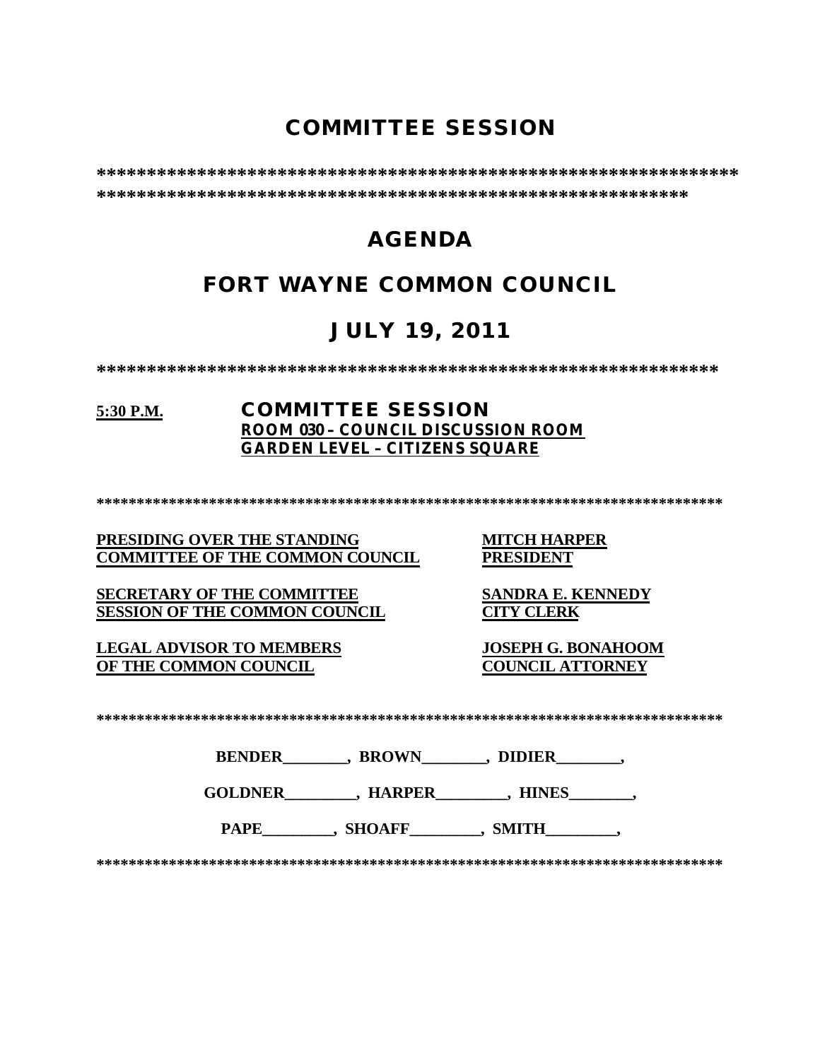# COMMITTEE SESSION

**************************************************************
**********************************************************

# AGENDA

# FORT WAYNE COMMON COUNCIL

# JULY 19, 2011

**************************************************************

**5:30 P.M.** **COMMITTEE SESSION**
**ROOM 030 – COUNCIL DISCUSSION ROOM**
**GARDEN LEVEL – CITIZENS SQUARE**

******************************************************************************

| | |
|---|---|
| **PRESIDING OVER THE STANDING COMMITTEE OF THE COMMON COUNCIL** | **MITCH HARPER PRESIDENT** |
| **SECRETARY OF THE COMMITTEE SESSION OF THE COMMON COUNCIL** | **SANDRA E. KENNEDY CITY CLERK** |
| **LEGAL ADVISOR TO MEMBERS OF THE COMMON COUNCIL** | **JOSEPH G. BONAHOOM COUNCIL ATTORNEY** |

******************************************************************************

**BENDER________, BROWN________, DIDIER________,**

**GOLDNER_________, HARPER_________, HINES________,**

**PAPE_________, SHOAFF_________, SMITH_________,**

******************************************************************************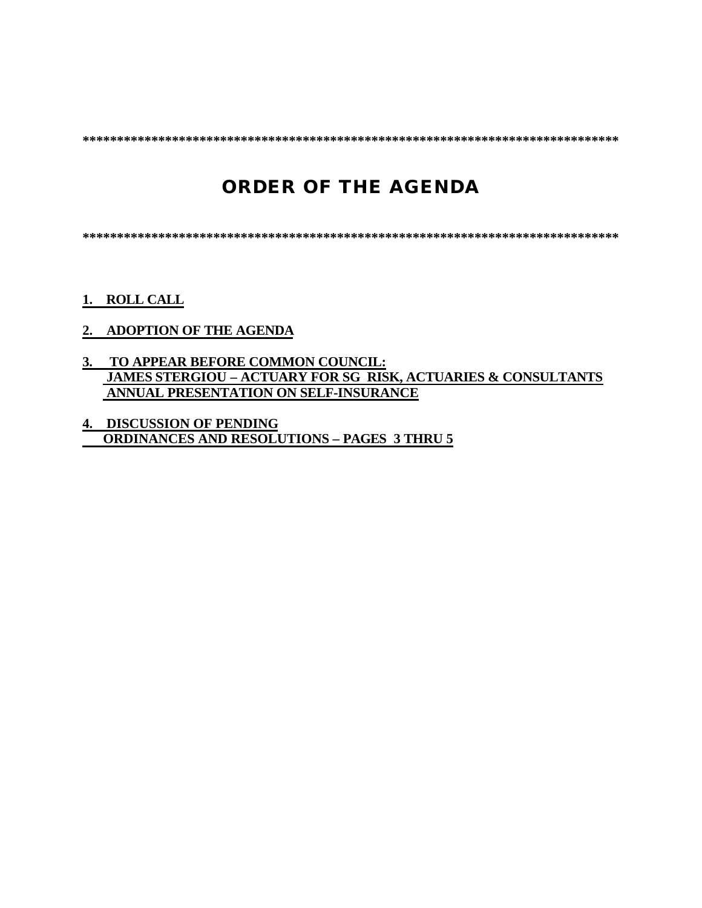*******************************************************************************

# ORDER OF THE AGENDA

*******************************************************************************

**1. ROLL CALL**

**2. ADOPTION OF THE AGENDA**

**3. TO APPEAR BEFORE COMMON COUNCIL:**
**JAMES STERGIOU – ACTUARY FOR SG RISK, ACTUARIES & CONSULTANTS**
**ANNUAL PRESENTATION ON SELF-INSURANCE**

**4. DISCUSSION OF PENDING**
**ORDINANCES AND RESOLUTIONS – PAGES 3 THRU 5**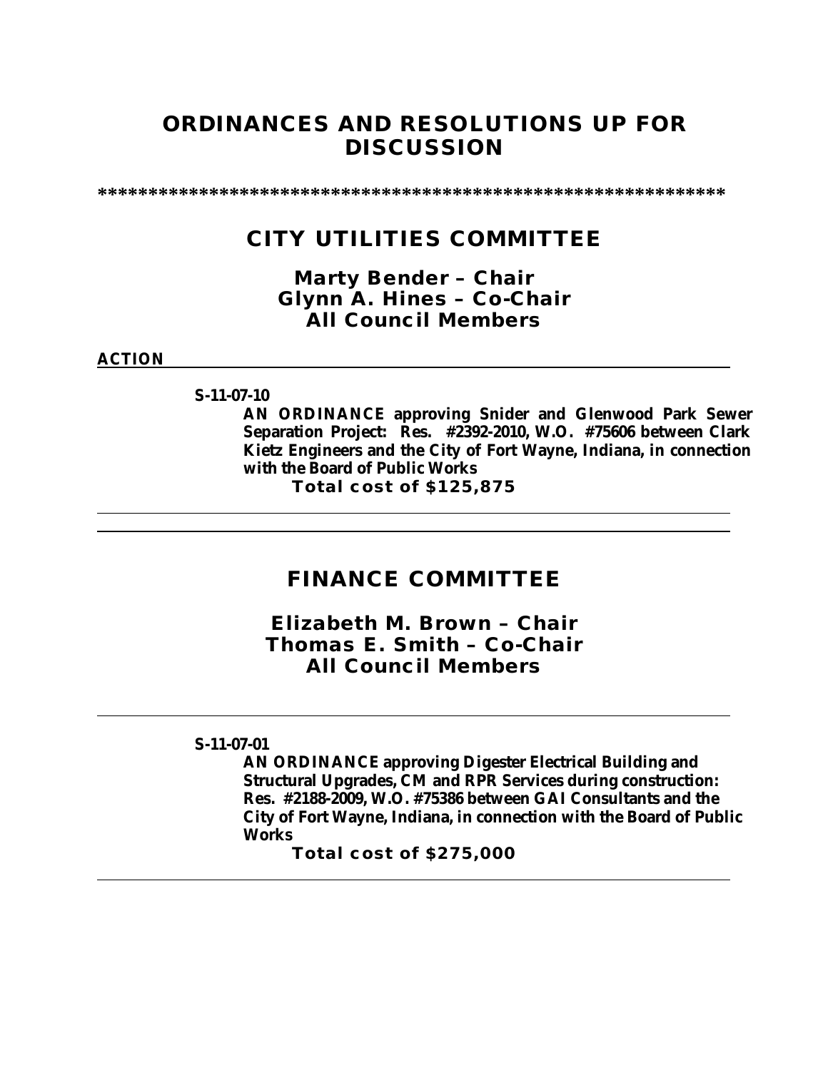# ORDINANCES AND RESOLUTIONS UP FOR DISCUSSION

*************************************************************

## CITY UTILITIES COMMITTEE

**Marty Bender – Chair**
**Glynn A. Hines – Co-Chair**
**All Council Members**

**ACTION**

**S-11-07-10**

**AN ORDINANCE approving Snider and Glenwood Park Sewer Separation Project: Res. #2392-2010, W.O. #75606 between Clark Kietz Engineers and the City of Fort Wayne, Indiana, in connection with the Board of Public Works**

**Total cost of $125,875**

---

## FINANCE COMMITTEE

**Elizabeth M. Brown – Chair**
**Thomas E. Smith – Co-Chair**
**All Council Members**

---

**S-11-07-01**

**AN ORDINANCE approving Digester Electrical Building and Structural Upgrades, CM and RPR Services during construction: Res. #2188-2009, W.O. #75386 between GAI Consultants and the City of Fort Wayne, Indiana, in connection with the Board of Public Works**

**Total cost of $275,000**

---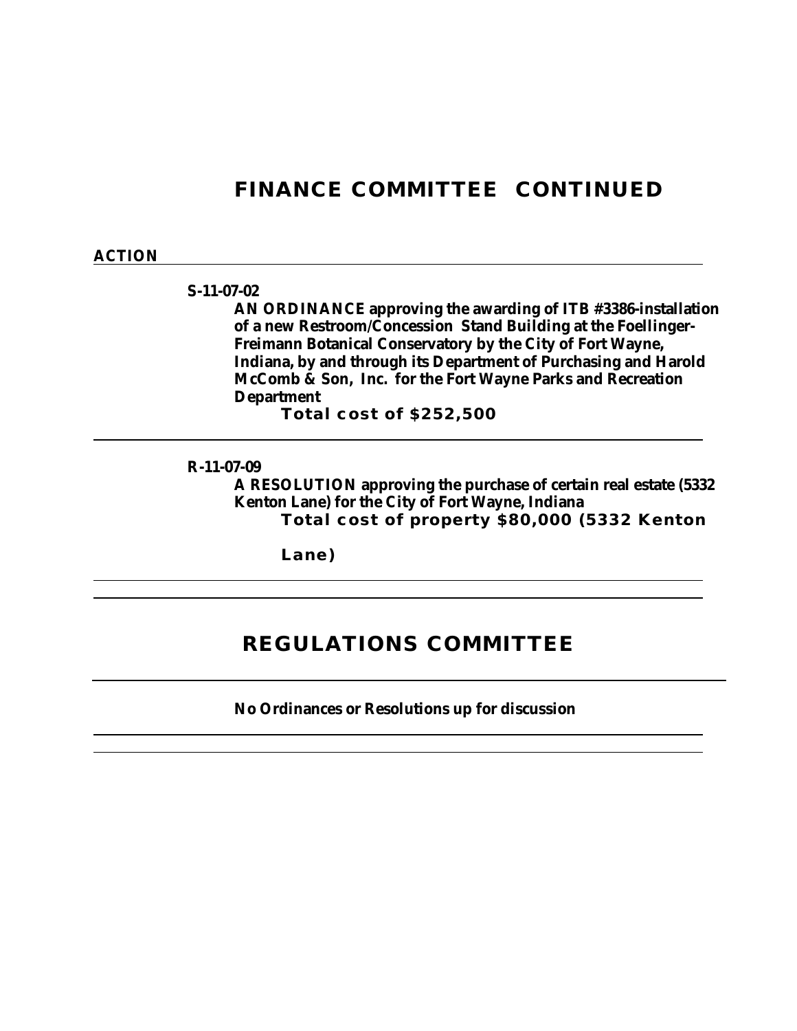# FINANCE COMMITTEE CONTINUED

**ACTION**

---

**S-11-07-02**

**AN ORDINANCE approving the awarding of ITB #3386-installation of a new Restroom/Concession Stand Building at the Foellinger-Freimann Botanical Conservatory by the City of Fort Wayne, Indiana, by and through its Department of Purchasing and Harold McComb & Son, Inc. for the Fort Wayne Parks and Recreation Department**

**Total cost of $252,500**

---

**R-11-07-09**

**A RESOLUTION approving the purchase of certain real estate (5332 Kenton Lane) for the City of Fort Wayne, Indiana**

**Total cost of property $80,000 (5332 Kenton Lane)**

---

# REGULATIONS COMMITTEE

---

**No Ordinances or Resolutions up for discussion**

---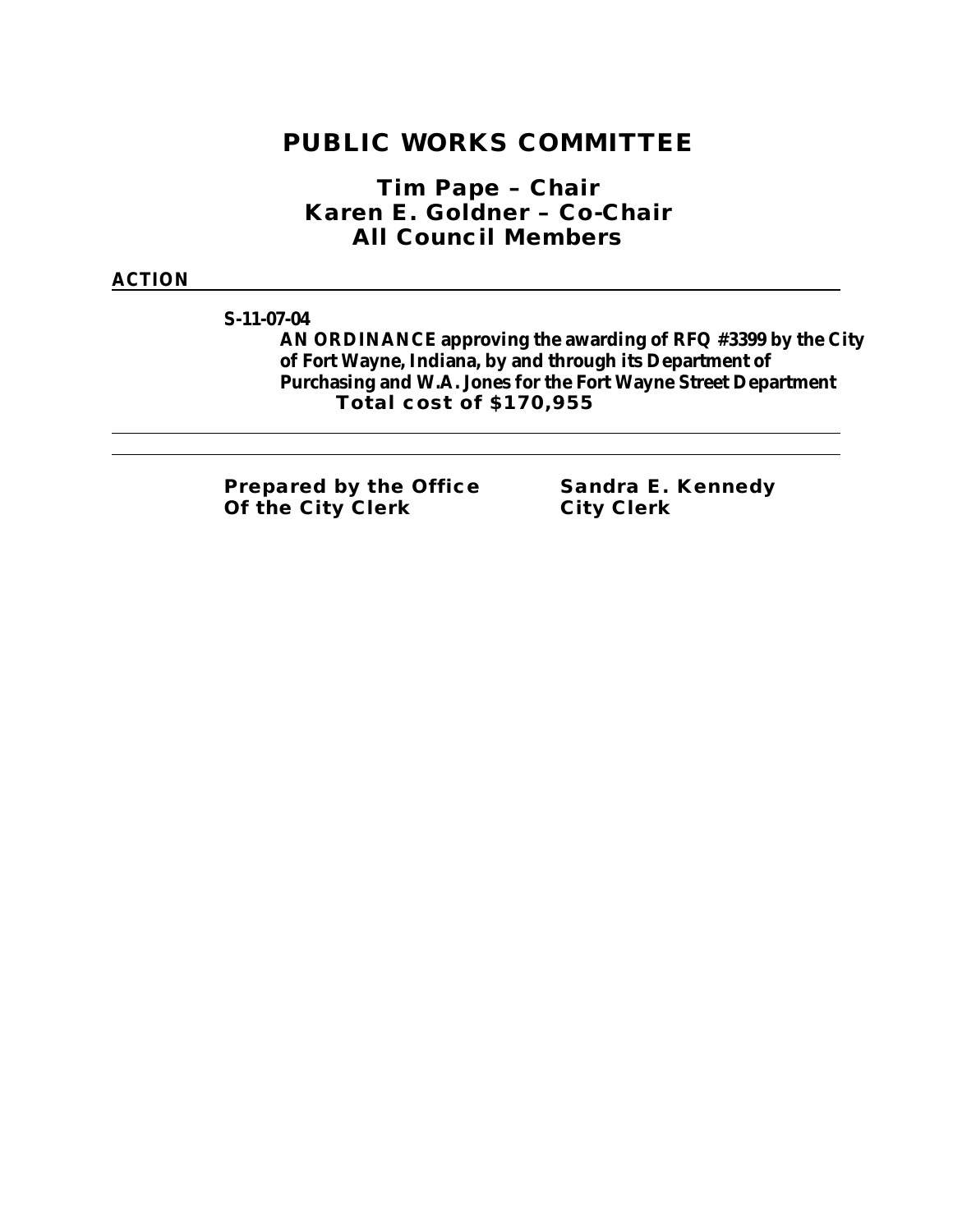# PUBLIC WORKS COMMITTEE

## Tim Pape – Chair
## Karen E. Goldner – Co-Chair
## All Council Members

**ACTION**

---

**S-11-07-04**

**AN ORDINANCE approving the awarding of RFQ #3399 by the City of Fort Wayne, Indiana, by and through its Department of Purchasing and W.A. Jones for the Fort Wayne Street Department**

**Total cost of $170,955**

---

---

**Prepared by the Office Of the City Clerk**

**Sandra E. Kennedy City Clerk**